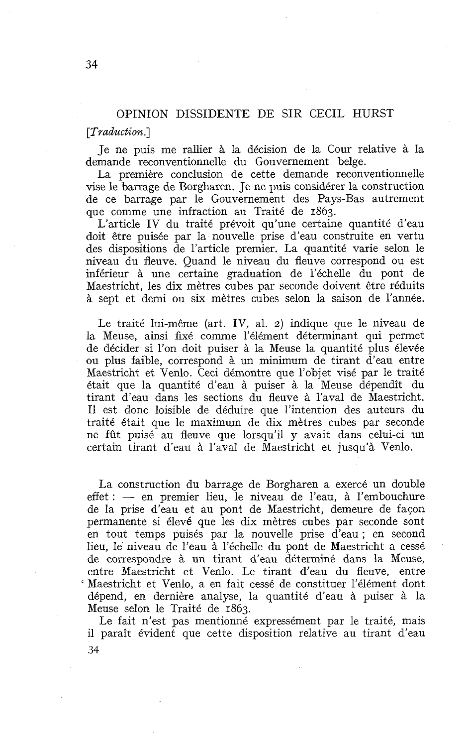## OPINION DISSIDENTE DE SIR CECIL HURST

*[Traduction.]*

Je ne puis me rallier à la décision de la Cour relative à la demande reconventionnelle du Gouvernement belge.

La première conclusion de cette demande reconventionnelle vise le barrage de Borgharen. Je ne puis considérer la construction de ce barrage par le Gouvernement des Pays-Bas autrement que comme une infraction au Traité de 1863.

L'article IV du traité prévoit qu'une certaine quantité d'eau doit être puisée par la nouvelle prise d'eau construite en vertu des dispositions de l'article premier. La quantité varie selon le niveau du fleuve. Quand le niveau du fleuve correspond ou est inférieur à une certaine graduation de l'échelle du pont de Maestricht, les dix mètres cubes par seconde doivent être réduits à sept et demi ou six mètres cubes selon la saison de l'année.

Le traité lui-même (art. IV, al. 2) indique que le niveau de la Meuse, ainsi fixé comme l'élément déterminant qui permet de décider si l'on doit puiser à la Meuse la quantité plus élevée ou plus faible, correspond à un minimum de tirant d'eau entre Maestricht et Venlo. Ceci démontre que l'objet visé par le traité était que la quantité d'eau à puiser à la Meuse dépendît du tirant d'eau dans les sections du fleuve à l'aval de Maestricht. Il est donc loisible de déduire que l'intention des auteurs du traité était que le maximum de dix mètres cubes par seconde ne fût puisé au fleuve que lorsqu'il y avait dans celui-ci un certain tirant d'eau à l'aval de Maestricht et jusqu'à Venlo.

La construction du barrage de Borgharen a exercé un double effet : — en premier lieu, le niveau de l'eau, à l'embouchure de la prise d'eau et au pont de Maestricht, demeure de façon permanente si élevé que les dix mètres cubes par seconde sont en tout temps puisés par la nouvelle prise d'eau ; en second lieu, le niveau de l'eau à l'échelle du pont de Maestricht a cessé de correspondre à un tirant d'eau déterminé dans la Meuse, entre Maestricht et Venlo. Le tirant d'eau du fleuve, entre Maestricht et Venlo, a en fait cessé de constituer l'élément dont dépend, en dernière analyse, la quantité d'eau à puiser à la Meuse selon le Traité de 1863.

Le fait n'est pas mentionné expressément par le traité, mais il paraît évident que cette disposition relative au tirant d'eau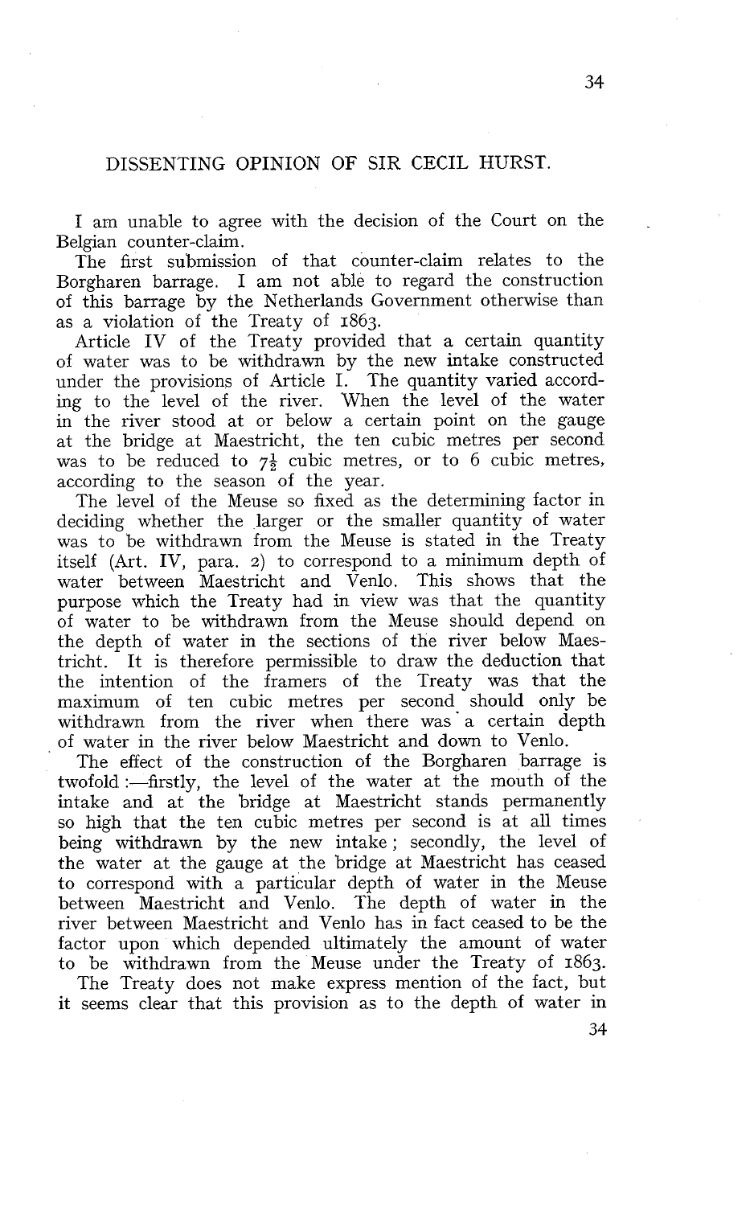## DISSENTING OPINION OF SIR CECIL HURST.

I am unable to agree with the decision of the Court on the Belgian counter-claim.

The first submission of that counter-claim relates to the Borgharen barrage. I am not able to regard the construction of this barrage by the Netherlands Government otherwise than as a violation of the Treaty of 1863.

Article IV of the Treaty provided that a certain quantity of water was to be withdrawn by the new intake constructed under the provisions of Article I. The quantity varied according to the level of the river. When the level of the water in the river stood at or below a certain point on the gauge at the bridge at Maestricht, the ten cubic metres per second was to be reduced to $7\frac{1}{2}$ cubic metres, or to 6 cubic metres, according to the season of the year.

The level of the Meuse so fixed as the determining factor in deciding whether the larger or the smaller quantity of water was to be withdrawn from the Meuse is stated in the Treaty itself (Art. IV, para. 2) to correspond to a minimum depth of water between Maestricht and Venlo. This shows that the purpose which the Treaty had in view was that the quantity of water to be withdrawn from the Meuse should depend on the depth of water in the sections of the river below Maestricht. It is therefore permissible to draw the deduction that the intention of the framers of the Treaty was that the maximum of ten cubic metres per second should only be withdrawn from the river when there was a certain depth of water in the river below Maestricht and down to Venlo.

The effect of the construction of the Borgharen barrage is twofold :—firstly, the level of the water at the mouth of the intake and at the bridge at Maestricht stands permanently so high that the ten cubic metres per second is at all times being withdrawn by the new intake ; secondly, the level of the water at the gauge at the bridge at Maestricht has ceased to correspond with a particular depth of water in the Meuse between Maestricht and Venlo. The depth of water in the river between Maestricht and Venlo has in fact ceased to be the factor upon which depended ultimately the amount of water to be withdrawn from the Meuse under the Treaty of 1863.

The Treaty does not make express mention of the fact, but it seems clear that this provision as to the depth of water in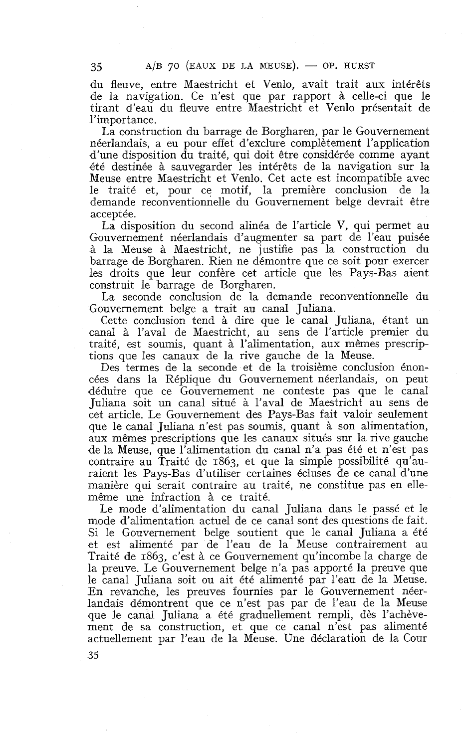du fleuve, entre Maestricht et Venlo, avait trait aux intérêts de la navigation. Ce n'est que par rapport à celle-ci que le tirant d'eau du fleuve entre Maestricht et Venlo présentait de l'importance.

La construction du barrage de Borgharen, par le Gouvernement néerlandais, a eu pour effet d'exclure complètement l'application d'une disposition du traité, qui doit être considérée comme ayant été destinée à sauvegarder les intérêts de la navigation sur la Meuse entre Maestricht et Venlo. Cet acte est incompatible avec le traité et, pour ce motif, la première conclusion de la demande reconventionnelle du Gouvernement belge devrait être acceptée.

La disposition du second alinéa de l'article V, qui permet au Gouvernement néerlandais d'augmenter sa part de l'eau puisée à la Meuse à Maestricht, ne justifie pas la construction du barrage de Borgharen. Rien ne démontre que ce soit pour exercer les droits que leur confère cet article que les Pays-Bas aient construit le barrage de Borgharen.

La seconde conclusion de la demande reconventionnelle du Gouvernement belge a trait au canal Juliana.

Cette conclusion tend à dire que le canal Juliana, étant un canal à l'aval de Maestricht, au sens de l'article premier du traité, est soumis, quant à l'alimentation, aux mêmes prescriptions que les canaux de la rive gauche de la Meuse.

Des termes de la seconde et de la troisième conclusion énoncées dans la Réplique du Gouvernement néerlandais, on peut déduire que ce Gouvernement ne conteste pas que le canal Juliana soit un canal situé à l'aval de Maestricht au sens de cet article. Le Gouvernement des Pays-Bas fait valoir seulement que le canal Juliana n'est pas soumis, quant à son alimentation, aux mêmes prescriptions que les canaux situés sur la rive gauche de la Meuse, que l'alimentation du canal n'a pas été et n'est pas contraire au Traité de 1863, et que la simple possibilité qu'auraient les Pays-Bas d'utiliser certaines écluses de ce canal d'une manière qui serait contraire au traité, ne constitue pas en elle-même une infraction à ce traité.

Le mode d'alimentation du canal Juliana dans le passé et le mode d'alimentation actuel de ce canal sont des questions de fait. Si le Gouvernement belge soutient que le canal Juliana a été et est alimenté par de l'eau de la Meuse contrairement au Traité de 1863, c'est à ce Gouvernement qu'incombe la charge de la preuve. Le Gouvernement belge n'a pas apporté la preuve que le canal Juliana soit ou ait été alimenté par l'eau de la Meuse. En revanche, les preuves fournies par le Gouvernement néerlandais démontrent que ce n'est pas par de l'eau de la Meuse que le canal Juliana a été graduellement rempli, dès l'achèvement de sa construction, et que ce canal n'est pas alimenté actuellement par l'eau de la Meuse. Une déclaration de la Cour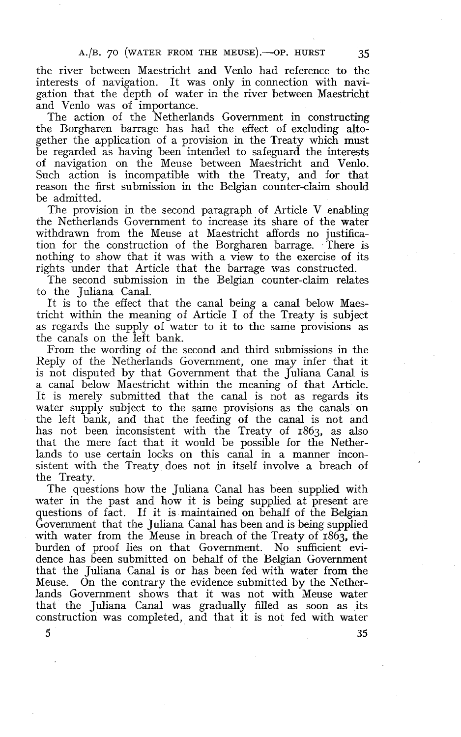the river between Maestricht and Venlo had reference to the interests of navigation. It was only in connection with navigation that the depth of water in the river between Maestricht and Venlo was of importance.

The action of the Netherlands Government in constructing the Borgharen barrage has had the effect of excluding altogether the application of a provision in the Treaty which must be regarded as having been intended to safeguard the interests of navigation on the Meuse between Maestricht and Venlo. Such action is incompatible with the Treaty, and for that reason the first submission in the Belgian counter-claim should be admitted.

The provision in the second paragraph of Article V enabling the Netherlands Government to increase its share of the water withdrawn from the Meuse at Maestricht affords no justification for the construction of the Borgharen barrage. There is nothing to show that it was with a view to the exercise of its rights under that Article that the barrage was constructed.

The second submission in the Belgian counter-claim relates to the Juliana Canal.

It is to the effect that the canal being a canal below Maestricht within the meaning of Article I of the Treaty is subject as regards the supply of water to it to the same provisions as the canals on the left bank.

From the wording of the second and third submissions in the Reply of the Netherlands Government, one may infer that it is not disputed by that Government that the Juliana Canal is a canal below Maestricht within the meaning of that Article. It is merely submitted that the canal is not as regards its water supply subject to the same provisions as the canals on the left bank, and that the feeding of the canal is not and has not been inconsistent with the Treaty of 1863, as also that the mere fact that it would be possible for the Netherlands to use certain locks on this canal in a manner inconsistent with the Treaty does not in itself involve a breach of the Treaty.

The questions how the Juliana Canal has been supplied with water in the past and how it is being supplied at present are questions of fact. If it is maintained on behalf of the Belgian Government that the Juliana Canal has been and is being supplied with water from the Meuse in breach of the Treaty of 1863, the burden of proof lies on that Government. No sufficient evidence has been submitted on behalf of the Belgian Government that the Juliana Canal is or has been fed with water from the Meuse. On the contrary the evidence submitted by the Netherlands Government shows that it was not with Meuse water that the Juliana Canal was gradually filled as soon as its construction was completed, and that it is not fed with water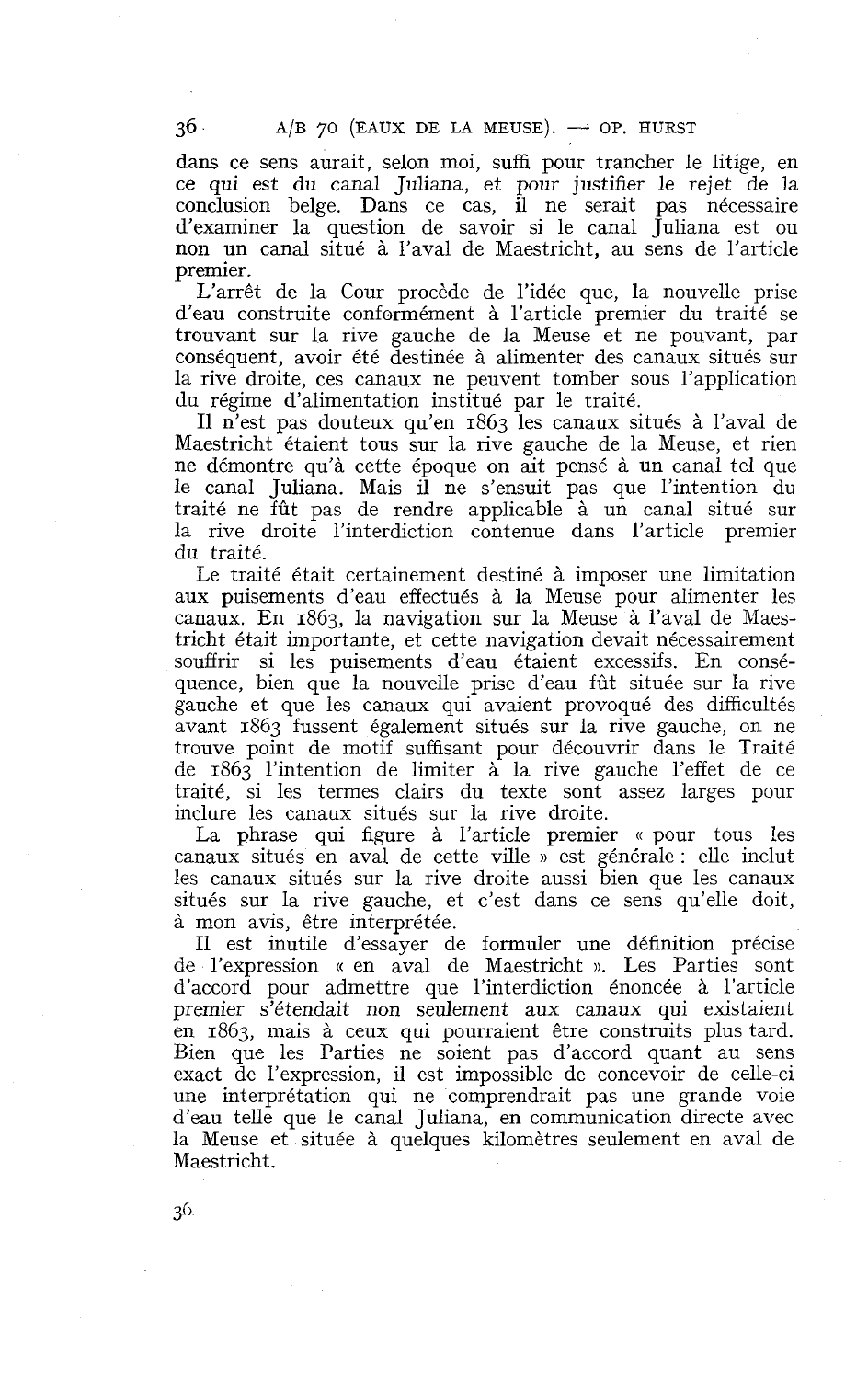dans ce sens aurait, selon moi, suffi pour trancher le litige, en ce qui est du canal Juliana, et pour justifier le rejet de la conclusion belge. Dans ce cas, il ne serait pas nécessaire d'examiner la question de savoir si le canal Juliana est ou non un canal situé à l'aval de Maestricht, au sens de l'article premier.

L'arrêt de la Cour procède de l'idée que, la nouvelle prise d'eau construite conformément à l'article premier du traité se trouvant sur la rive gauche de la Meuse et ne pouvant, par conséquent, avoir été destinée à alimenter des canaux situés sur la rive droite, ces canaux ne peuvent tomber sous l'application du régime d'alimentation institué par le traité.

Il n'est pas douteux qu'en 1863 les canaux situés à l'aval de Maestricht étaient tous sur la rive gauche de la Meuse, et rien ne démontre qu'à cette époque on ait pensé à un canal tel que le canal Juliana. Mais il ne s'ensuit pas que l'intention du traité ne fût pas de rendre applicable à un canal situé sur la rive droite l'interdiction contenue dans l'article premier du traité.

Le traité était certainement destiné à imposer une limitation aux puisements d'eau effectués à la Meuse pour alimenter les canaux. En 1863, la navigation sur la Meuse à l'aval de Maestricht était importante, et cette navigation devait nécessairement souffrir si les puisements d'eau étaient excessifs. En conséquence, bien que la nouvelle prise d'eau fût située sur la rive gauche et que les canaux qui avaient provoqué des difficultés avant 1863 fussent également situés sur la rive gauche, on ne trouve point de motif suffisant pour découvrir dans le Traité de 1863 l'intention de limiter à la rive gauche l'effet de ce traité, si les termes clairs du texte sont assez larges pour inclure les canaux situés sur la rive droite.

La phrase qui figure à l'article premier « pour tous les canaux situés en aval de cette ville » est générale : elle inclut les canaux situés sur la rive droite aussi bien que les canaux situés sur la rive gauche, et c'est dans ce sens qu'elle doit, à mon avis, être interprétée.

Il est inutile d'essayer de formuler une définition précise de l'expression « en aval de Maestricht ». Les Parties sont d'accord pour admettre que l'interdiction énoncée à l'article premier s'étendait non seulement aux canaux qui existaient en 1863, mais à ceux qui pourraient être construits plus tard. Bien que les Parties ne soient pas d'accord quant au sens exact de l'expression, il est impossible de concevoir de celle-ci une interprétation qui ne comprendrait pas une grande voie d'eau telle que le canal Juliana, en communication directe avec la Meuse et située à quelques kilomètres seulement en aval de Maestricht.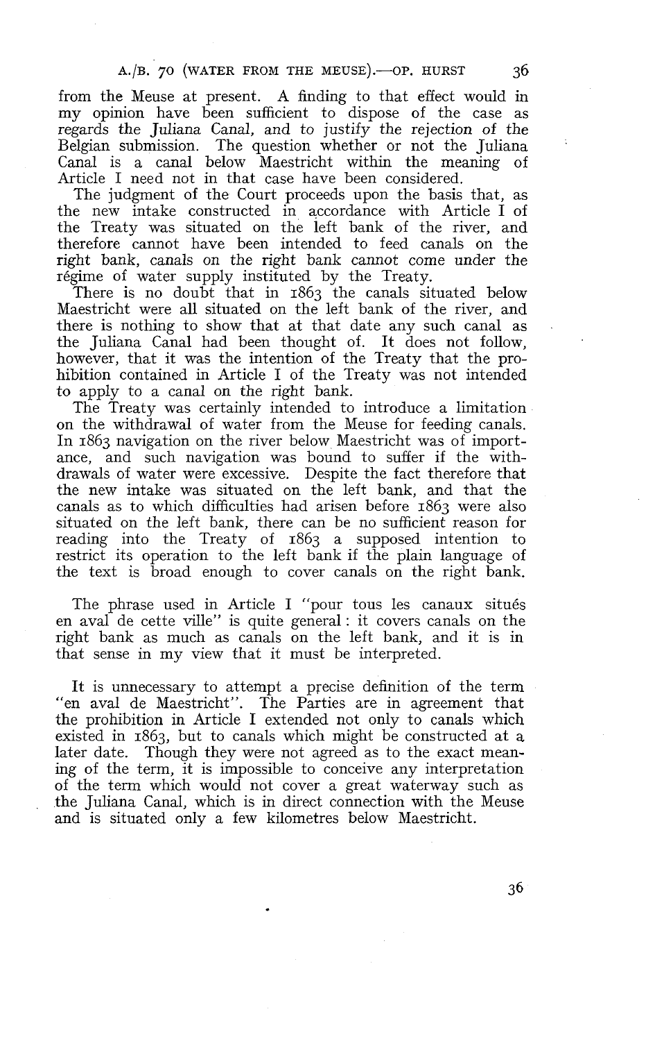from the Meuse at present. A finding to that effect would in my opinion have been sufficient to dispose of the case as regards the Juliana Canal, and to justify the rejection of the Belgian submission. The question whether or not the Juliana Canal is a canal below Maestricht within the meaning of Article I need not in that case have been considered.

The judgment of the Court proceeds upon the basis that, as the new intake constructed in accordance with Article I of the Treaty was situated on the left bank of the river, and therefore cannot have been intended to feed canals on the right bank, canals on the right bank cannot come under the régime of water supply instituted by the Treaty.

There is no doubt that in 1863 the canals situated below Maestricht were all situated on the left bank of the river, and there is nothing to show that at that date any such canal as the Juliana Canal had been thought of. It does not follow, however, that it was the intention of the Treaty that the prohibition contained in Article I of the Treaty was not intended to apply to a canal on the right bank.

The Treaty was certainly intended to introduce a limitation on the withdrawal of water from the Meuse for feeding canals. In 1863 navigation on the river below Maestricht was of importance, and such navigation was bound to suffer if the withdrawals of water were excessive. Despite the fact therefore that the new intake was situated on the left bank, and that the canals as to which difficulties had arisen before 1863 were also situated on the left bank, there can be no sufficient reason for reading into the Treaty of 1863 a supposed intention to restrict its operation to the left bank if the plain language of the text is broad enough to cover canals on the right bank.

The phrase used in Article I "pour tous les canaux situés en aval de cette ville" is quite general: it covers canals on the right bank as much as canals on the left bank, and it is in that sense in my view that it must be interpreted.

It is unnecessary to attempt a precise definition of the term "en aval de Maestricht". The Parties are in agreement that the prohibition in Article I extended not only to canals which existed in 1863, but to canals which might be constructed at a later date. Though they were not agreed as to the exact meaning of the term, it is impossible to conceive any interpretation of the term which would not cover a great waterway such as the Juliana Canal, which is in direct connection with the Meuse and is situated only a few kilometres below Maestricht.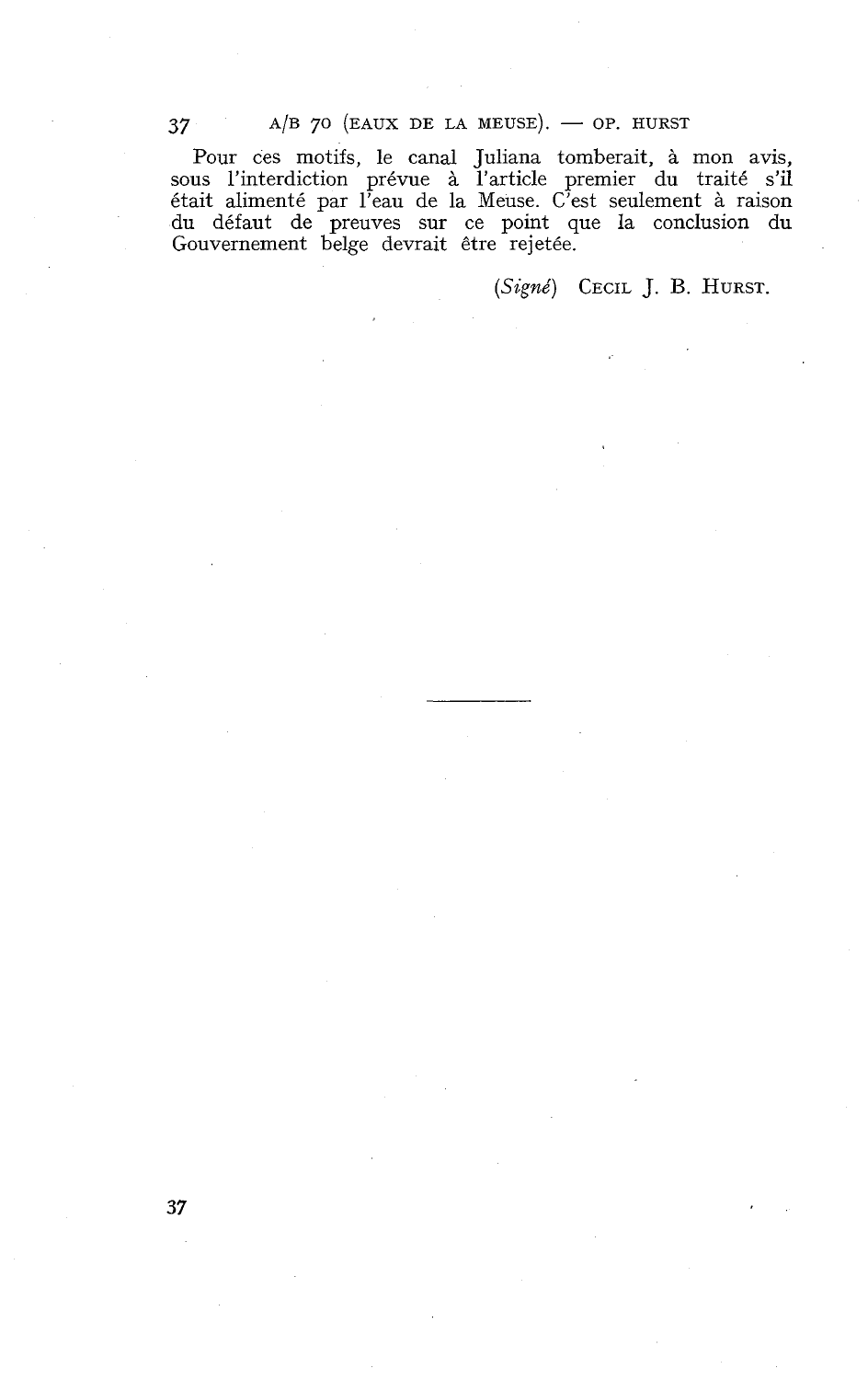Pour ces motifs, le canal Juliana tomberait, à mon avis, sous l'interdiction prévue à l'article premier du traité s'il était alimenté par l'eau de la Meuse. C'est seulement à raison du défaut de preuves sur ce point que la conclusion du Gouvernement belge devrait être rejetée.

(*Signé*) CECIL J. B. HURST.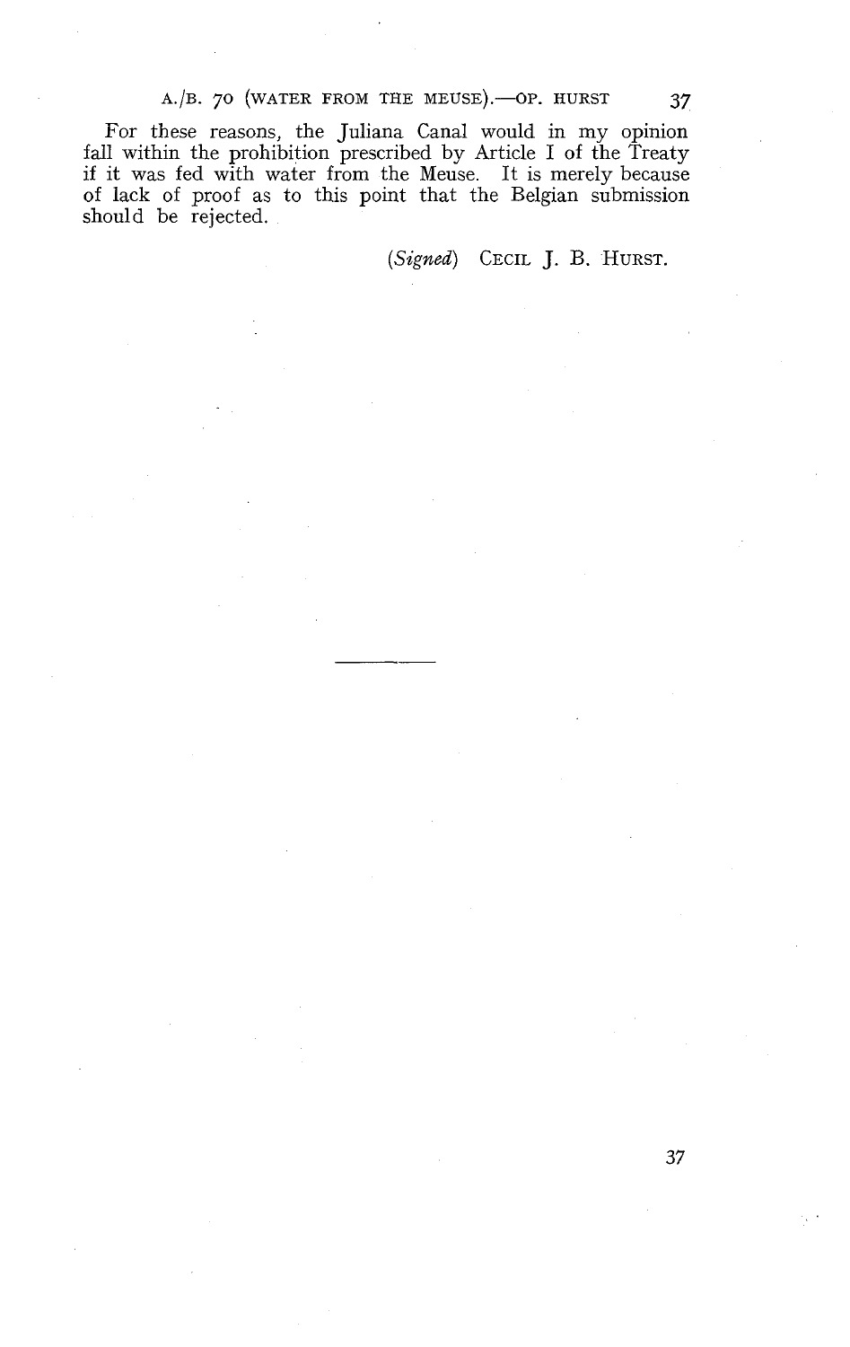For these reasons, the Juliana Canal would in my opinion fall within the prohibition prescribed by Article I of the Treaty if it was fed with water from the Meuse. It is merely because of lack of proof as to this point that the Belgian submission should be rejected.

(*Signed*) CECIL J. B. HURST.